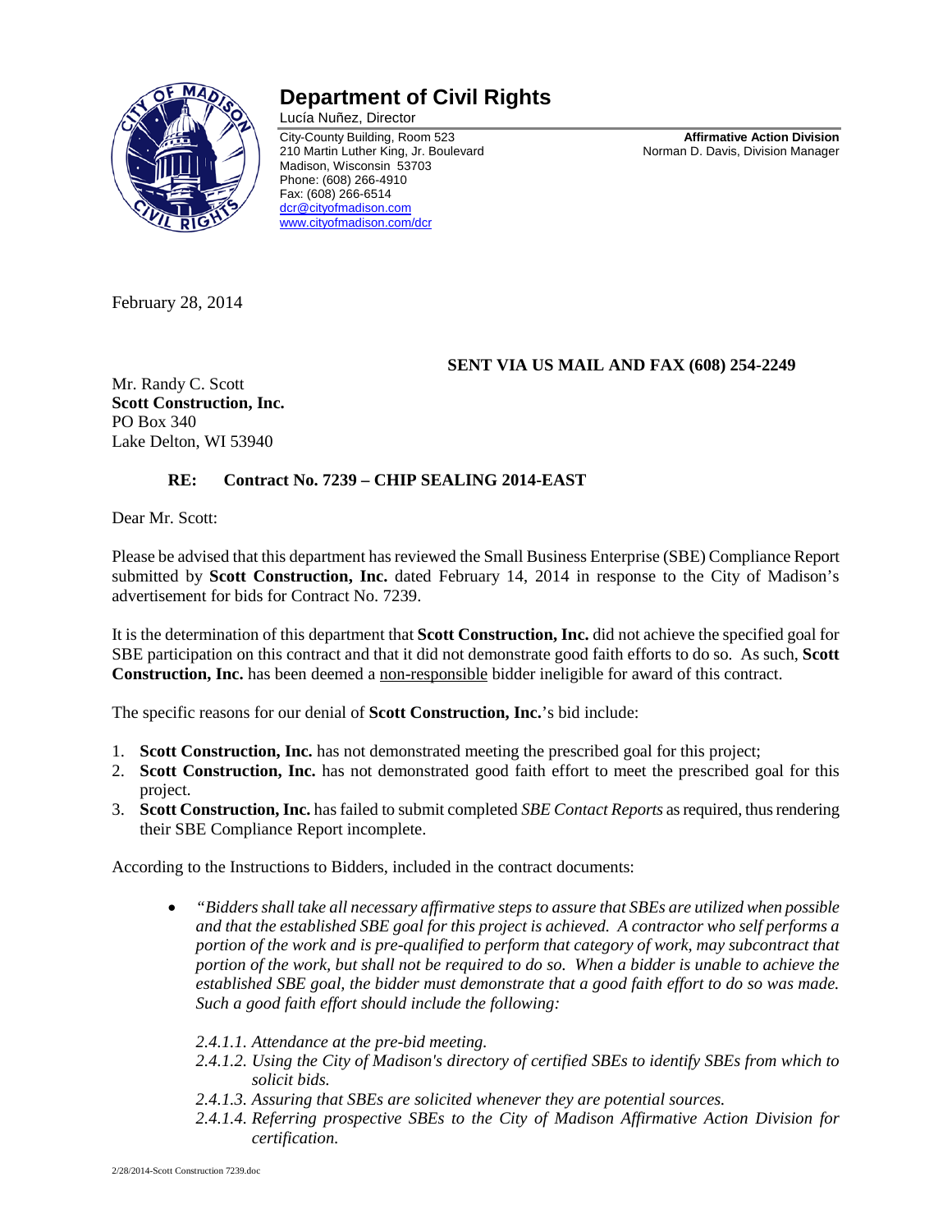# Department of Civil Rights

Lucía Nuñez, Director

City-County Building, Room 523
210 Martin Luther King, Jr. Boulevard
Madison, Wisconsin 53703
Phone: (608) 266-4910
Fax: (608) 266-6514
dcr@cityofmadison.com
www.cityofmadison.com/dcr

**Affirmative Action Division**
Norman D. Davis, Division Manager

February 28, 2014

**SENT VIA US MAIL AND FAX (608) 254-2249**

Mr. Randy C. Scott
**Scott Construction, Inc.**
PO Box 340
Lake Delton, WI 53940

**RE: Contract No. 7239 – CHIP SEALING 2014-EAST**

Dear Mr. Scott:

Please be advised that this department has reviewed the Small Business Enterprise (SBE) Compliance Report submitted by **Scott Construction, Inc.** dated February 14, 2014 in response to the City of Madison's advertisement for bids for Contract No. 7239.

It is the determination of this department that **Scott Construction, Inc.** did not achieve the specified goal for SBE participation on this contract and that it did not demonstrate good faith efforts to do so. As such, **Scott Construction, Inc.** has been deemed a <u>non-responsible</u> bidder ineligible for award of this contract.

The specific reasons for our denial of **Scott Construction, Inc.**'s bid include:

1. **Scott Construction, Inc.** has not demonstrated meeting the prescribed goal for this project;
2. **Scott Construction, Inc.** has not demonstrated good faith effort to meet the prescribed goal for this project.
3. **Scott Construction, Inc.** has failed to submit completed *SBE Contact Reports* as required, thus rendering their SBE Compliance Report incomplete.

According to the Instructions to Bidders, included in the contract documents:

- *"Bidders shall take all necessary affirmative steps to assure that SBEs are utilized when possible and that the established SBE goal for this project is achieved. A contractor who self performs a portion of the work and is pre-qualified to perform that category of work, may subcontract that portion of the work, but shall not be required to do so. When a bidder is unable to achieve the established SBE goal, the bidder must demonstrate that a good faith effort to do so was made. Such a good faith effort should include the following:*

  *2.4.1.1. Attendance at the pre-bid meeting.*
  *2.4.1.2. Using the City of Madison's directory of certified SBEs to identify SBEs from which to solicit bids.*
  *2.4.1.3. Assuring that SBEs are solicited whenever they are potential sources.*
  *2.4.1.4. Referring prospective SBEs to the City of Madison Affirmative Action Division for certification.*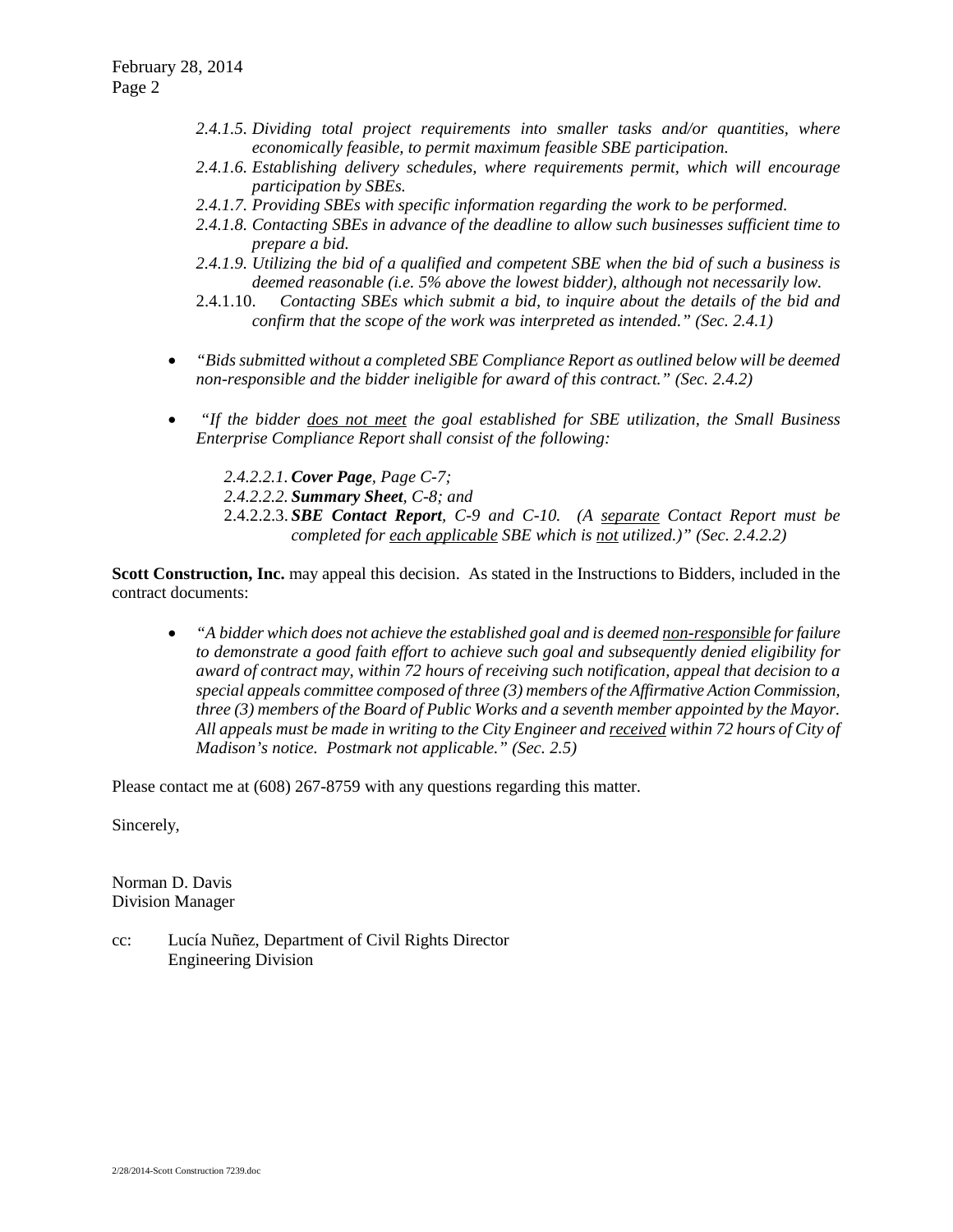- *2.4.1.5. Dividing total project requirements into smaller tasks and/or quantities, where economically feasible, to permit maximum feasible SBE participation.*
- *2.4.1.6. Establishing delivery schedules, where requirements permit, which will encourage participation by SBEs.*
- *2.4.1.7. Providing SBEs with specific information regarding the work to be performed.*
- *2.4.1.8. Contacting SBEs in advance of the deadline to allow such businesses sufficient time to prepare a bid.*
- *2.4.1.9. Utilizing the bid of a qualified and competent SBE when the bid of such a business is deemed reasonable (i.e. 5% above the lowest bidder), although not necessarily low.*
- 2.4.1.10. *Contacting SBEs which submit a bid, to inquire about the details of the bid and confirm that the scope of the work was interpreted as intended." (Sec. 2.4.1)*

- *"Bids submitted without a completed SBE Compliance Report as outlined below will be deemed non-responsible and the bidder ineligible for award of this contract." (Sec. 2.4.2)*

- *"If the bidder does not meet the goal established for SBE utilization, the Small Business Enterprise Compliance Report shall consist of the following:*

  *2.4.2.2.1. **Cover Page**, Page C-7;*
  *2.4.2.2.2. **Summary Sheet**, C-8; and*
  2.4.2.2.3. ***SBE Contact Report**, C-9 and C-10. (A separate Contact Report must be completed for each applicable SBE which is not utilized.)" (Sec. 2.4.2.2)*

**Scott Construction, Inc.** may appeal this decision. As stated in the Instructions to Bidders, included in the contract documents:

- *"A bidder which does not achieve the established goal and is deemed non-responsible for failure to demonstrate a good faith effort to achieve such goal and subsequently denied eligibility for award of contract may, within 72 hours of receiving such notification, appeal that decision to a special appeals committee composed of three (3) members of the Affirmative Action Commission, three (3) members of the Board of Public Works and a seventh member appointed by the Mayor. All appeals must be made in writing to the City Engineer and received within 72 hours of City of Madison's notice. Postmark not applicable." (Sec. 2.5)*

Please contact me at (608) 267-8759 with any questions regarding this matter.

Sincerely,

Norman D. Davis
Division Manager

cc: Lucía Nuñez, Department of Civil Rights Director
Engineering Division